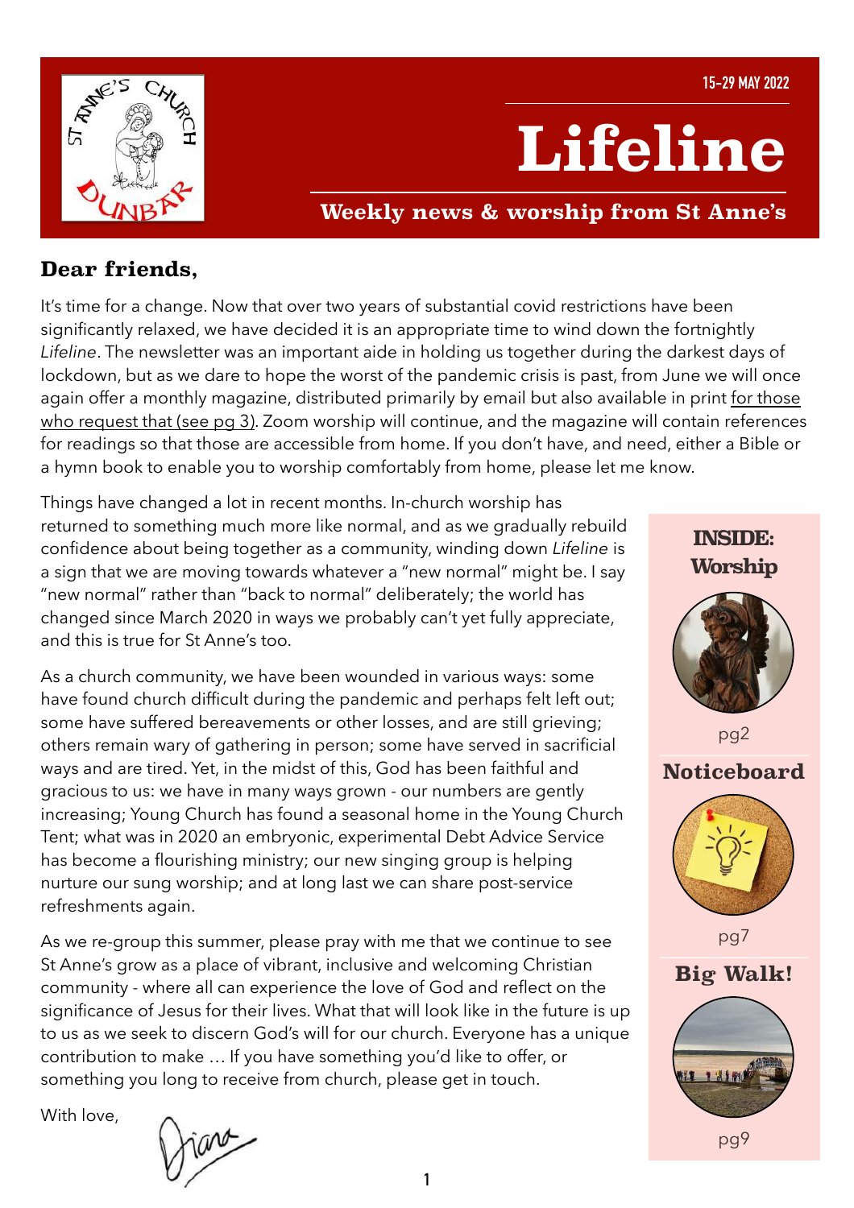15-29 MAY 2022

# Lifeline

**Weekly news & worship from St Anne's**

## Dear friends,

It's time for a change. Now that over two years of substantial covid restrictions have been significantly relaxed, we have decided it is an appropriate time to wind down the fortnightly *Lifeline*. The newsletter was an important aide in holding us together during the darkest days of lockdown, but as we dare to hope the worst of the pandemic crisis is past, from June we will once again offer a monthly magazine, distributed primarily by email but also available in print for those who request that (see pg 3). Zoom worship will continue, and the magazine will contain references for readings so that those are accessible from home. If you don't have, and need, either a Bible or a hymn book to enable you to worship comfortably from home, please let me know.

Things have changed a lot in recent months. In-church worship has returned to something much more like normal, and as we gradually rebuild confidence about being together as a community, winding down *Lifeline* is a sign that we are moving towards whatever a "new normal" might be. I say "new normal" rather than "back to normal" deliberately; the world has changed since March 2020 in ways we probably can't yet fully appreciate, and this is true for St Anne's too.

As a church community, we have been wounded in various ways: some have found church difficult during the pandemic and perhaps felt left out; some have suffered bereavements or other losses, and are still grieving; others remain wary of gathering in person; some have served in sacrificial ways and are tired. Yet, in the midst of this, God has been faithful and gracious to us: we have in many ways grown - our numbers are gently increasing; Young Church has found a seasonal home in the Young Church Tent; what was in 2020 an embryonic, experimental Debt Advice Service has become a flourishing ministry; our new singing group is helping nurture our sung worship; and at long last we can share post-service refreshments again.

As we re-group this summer, please pray with me that we continue to see St Anne's grow as a place of vibrant, inclusive and welcoming Christian community - where all can experience the love of God and reflect on the significance of Jesus for their lives. What that will look like in the future is up to us as we seek to discern God's will for our church. Everyone has a unique contribution to make … If you have something you'd like to offer, or something you long to receive from church, please get in touch.

With love,

Diana

**INSIDE:**

**Worship** pg2

**Noticeboard** pg7

**Big Walk!** pg9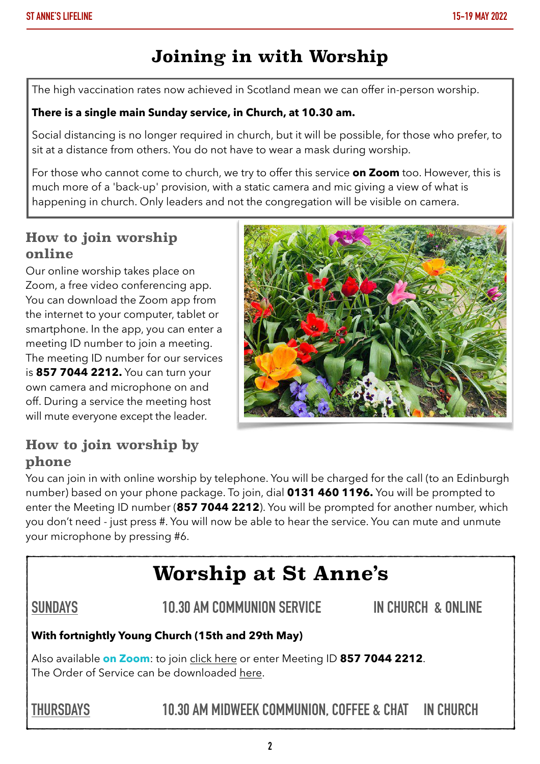# Joining in with Worship

The high vaccination rates now achieved in Scotland mean we can offer in-person worship.

**There is a single main Sunday service, in Church, at 10.30 am.**

Social distancing is no longer required in church, but it will be possible, for those who prefer, to sit at a distance from others. You do not have to wear a mask during worship.

For those who cannot come to church, we try to offer this service **on Zoom** too. However, this is much more of a 'back-up' provision, with a static camera and mic giving a view of what is happening in church. Only leaders and not the congregation will be visible on camera.

## How to join worship online

Our online worship takes place on Zoom, a free video conferencing app. You can download the Zoom app from the internet to your computer, tablet or smartphone. In the app, you can enter a meeting ID number to join a meeting. The meeting ID number for our services is **857 7044 2212.** You can turn your own camera and microphone on and off. During a service the meeting host will mute everyone except the leader.

## How to join worship by phone

You can join in with online worship by telephone. You will be charged for the call (to an Edinburgh number) based on your phone package. To join, dial **0131 460 1196.** You will be prompted to enter the Meeting ID number (**857 7044 2212**). You will be prompted for another number, which you don't need - just press #. You will now be able to hear the service. You can mute and unmute your microphone by pressing #6.

# Worship at St Anne's

**SUNDAYS** — 10.30 AM COMMUNION SERVICE — IN CHURCH & ONLINE

**With fortnightly Young Church (15th and 29th May)**

Also available **on Zoom**: to join click here or enter Meeting ID **857 7044 2212**.
The Order of Service can be downloaded here.

**THURSDAYS** — 10.30 AM MIDWEEK COMMUNION, COFFEE & CHAT — IN CHURCH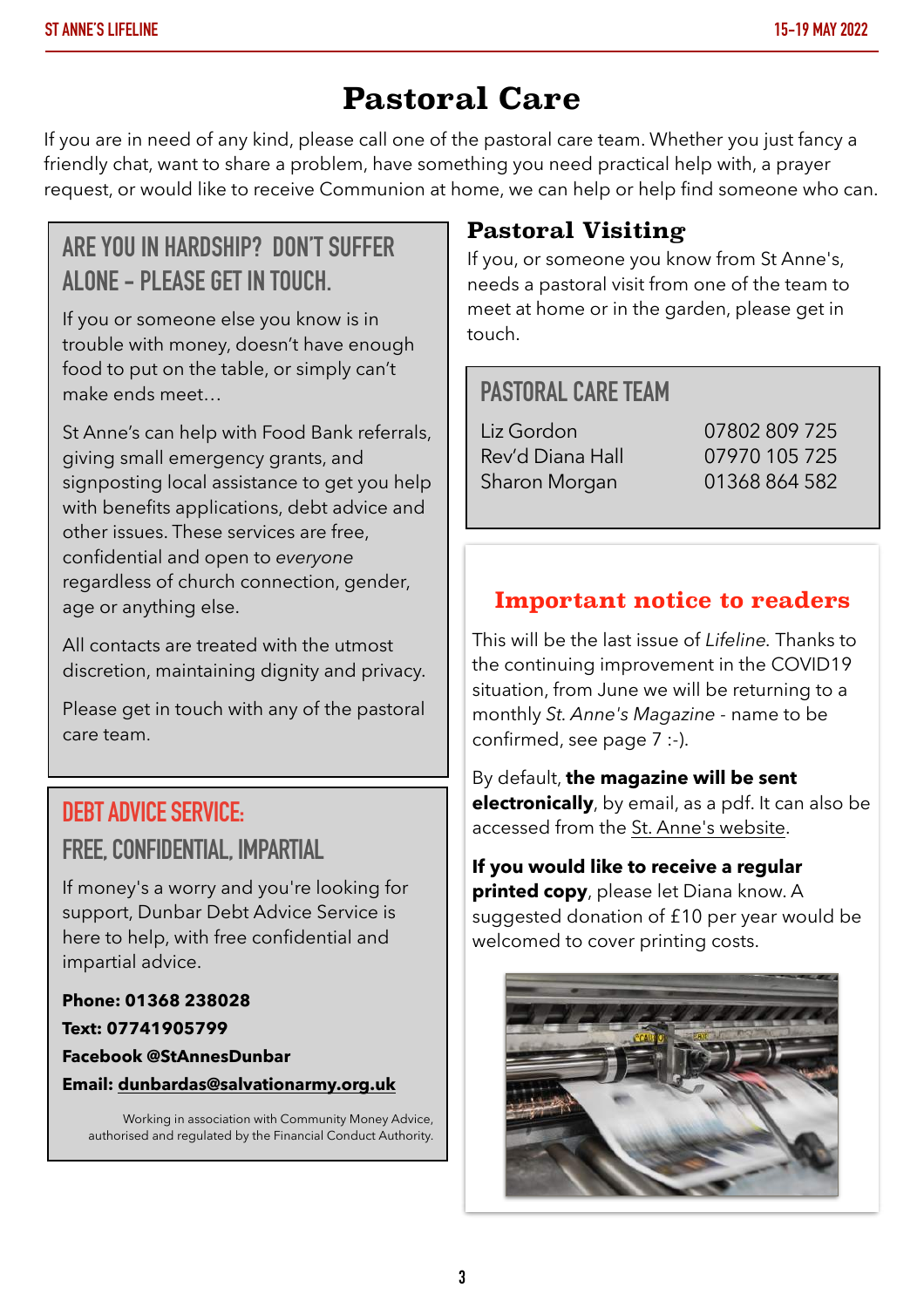# Pastoral Care

If you are in need of any kind, please call one of the pastoral care team. Whether you just fancy a friendly chat, want to share a problem, have something you need practical help with, a prayer request, or would like to receive Communion at home, we can help or help find someone who can.

## ARE YOU IN HARDSHIP? DON'T SUFFER ALONE – PLEASE GET IN TOUCH.

If you or someone else you know is in trouble with money, doesn't have enough food to put on the table, or simply can't make ends meet…

St Anne's can help with Food Bank referrals, giving small emergency grants, and signposting local assistance to get you help with benefits applications, debt advice and other issues. These services are free, confidential and open to *everyone* regardless of church connection, gender, age or anything else.

All contacts are treated with the utmost discretion, maintaining dignity and privacy.

Please get in touch with any of the pastoral care team.

## DEBT ADVICE SERVICE: FREE, CONFIDENTIAL, IMPARTIAL

If money's a worry and you're looking for support, Dunbar Debt Advice Service is here to help, with free confidential and impartial advice.

**Phone: 01368 238028**

**Text: 07741905799**

**Facebook @StAnnesDunbar**

**Email: dunbardas@salvationarmy.org.uk**

Working in association with Community Money Advice, authorised and regulated by the Financial Conduct Authority.

## Pastoral Visiting

If you, or someone you know from St Anne's, needs a pastoral visit from one of the team to meet at home or in the garden, please get in touch.

## PASTORAL CARE TEAM

| | |
|---|---|
| Liz Gordon | 07802 809 725 |
| Rev'd Diana Hall | 07970 105 725 |
| Sharon Morgan | 01368 864 582 |

## Important notice to readers

This will be the last issue of *Lifeline*. Thanks to the continuing improvement in the COVID19 situation, from June we will be returning to a monthly *St. Anne's Magazine* - name to be confirmed, see page 7 :-).

By default, **the magazine will be sent electronically**, by email, as a pdf. It can also be accessed from the St. Anne's website.

**If you would like to receive a regular printed copy**, please let Diana know. A suggested donation of £10 per year would be welcomed to cover printing costs.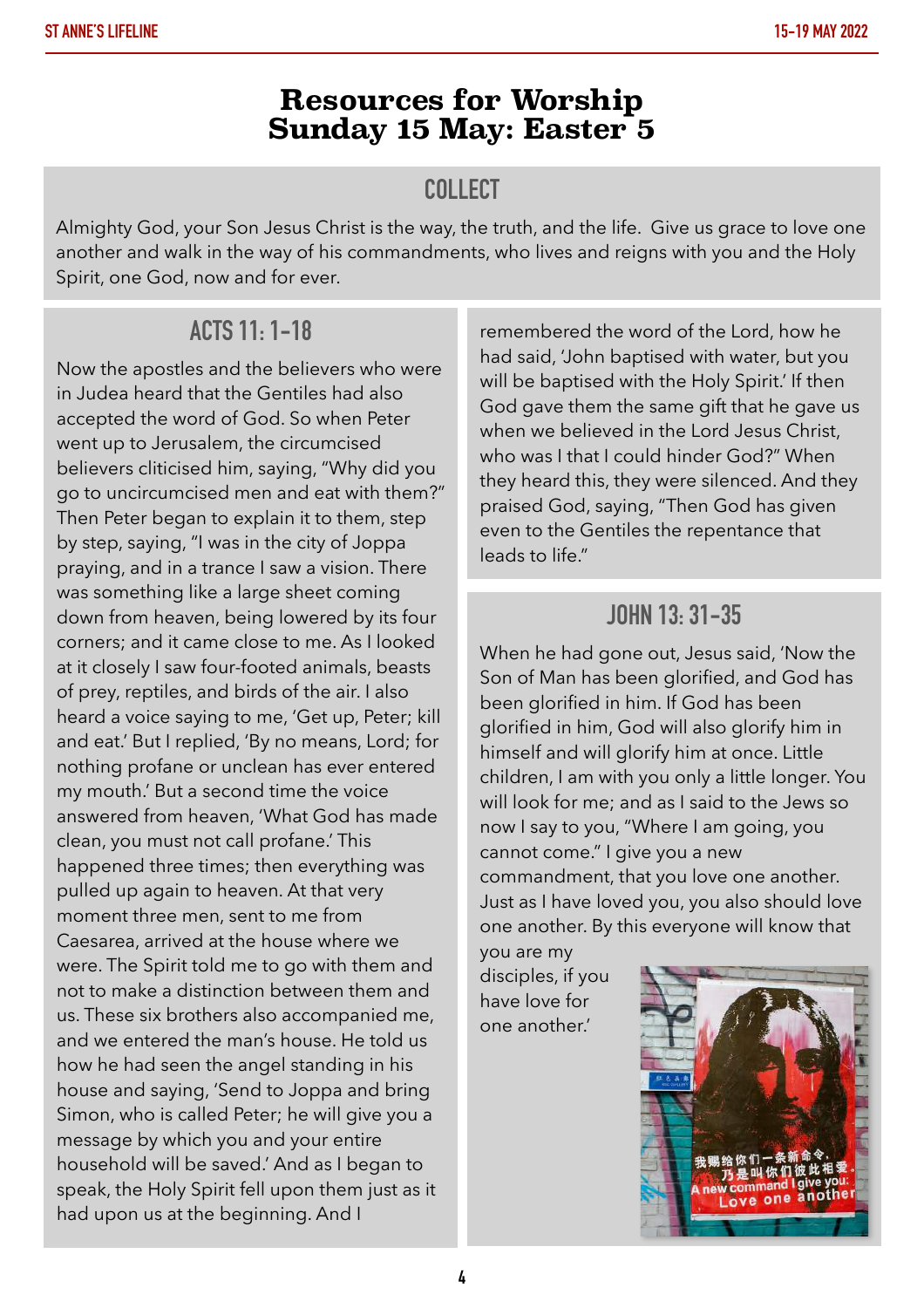# Resources for Worship
# Sunday 15 May: Easter 5

## COLLECT

Almighty God, your Son Jesus Christ is the way, the truth, and the life. Give us grace to love one another and walk in the way of his commandments, who lives and reigns with you and the Holy Spirit, one God, now and for ever.

## ACTS 11: 1-18

Now the apostles and the believers who were in Judea heard that the Gentiles had also accepted the word of God. So when Peter went up to Jerusalem, the circumcised believers cliticised him, saying, "Why did you go to uncircumcised men and eat with them?" Then Peter began to explain it to them, step by step, saying, "I was in the city of Joppa praying, and in a trance I saw a vision. There was something like a large sheet coming down from heaven, being lowered by its four corners; and it came close to me. As I looked at it closely I saw four-footed animals, beasts of prey, reptiles, and birds of the air. I also heard a voice saying to me, 'Get up, Peter; kill and eat.' But I replied, 'By no means, Lord; for nothing profane or unclean has ever entered my mouth.' But a second time the voice answered from heaven, 'What God has made clean, you must not call profane.' This happened three times; then everything was pulled up again to heaven. At that very moment three men, sent to me from Caesarea, arrived at the house where we were. The Spirit told me to go with them and not to make a distinction between them and us. These six brothers also accompanied me, and we entered the man's house. He told us how he had seen the angel standing in his house and saying, 'Send to Joppa and bring Simon, who is called Peter; he will give you a message by which you and your entire household will be saved.' And as I began to speak, the Holy Spirit fell upon them just as it had upon us at the beginning. And I remembered the word of the Lord, how he had said, 'John baptised with water, but you will be baptised with the Holy Spirit.' If then God gave them the same gift that he gave us when we believed in the Lord Jesus Christ, who was I that I could hinder God?" When they heard this, they were silenced. And they praised God, saying, "Then God has given even to the Gentiles the repentance that leads to life."

## JOHN 13: 31-35

When he had gone out, Jesus said, 'Now the Son of Man has been glorified, and God has been glorified in him. If God has been glorified in him, God will also glorify him in himself and will glorify him at once. Little children, I am with you only a little longer. You will look for me; and as I said to the Jews so now I say to you, "Where I am going, you cannot come." I give you a new commandment, that you love one another. Just as I have loved you, you also should love one another. By this everyone will know that you are my disciples, if you have love for one another.'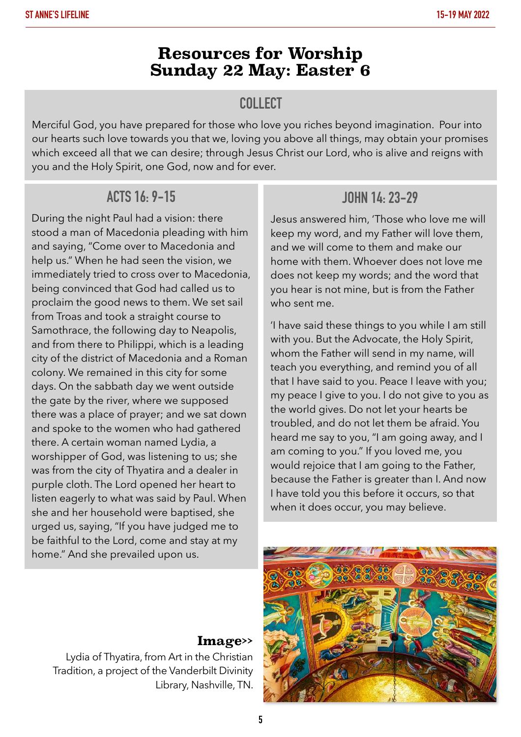# Resources for Worship
# Sunday 22 May: Easter 6

## COLLECT

Merciful God, you have prepared for those who love you riches beyond imagination. Pour into our hearts such love towards you that we, loving you above all things, may obtain your promises which exceed all that we can desire; through Jesus Christ our Lord, who is alive and reigns with you and the Holy Spirit, one God, now and for ever.

## ACTS 16: 9-15

During the night Paul had a vision: there stood a man of Macedonia pleading with him and saying, "Come over to Macedonia and help us." When he had seen the vision, we immediately tried to cross over to Macedonia, being convinced that God had called us to proclaim the good news to them. We set sail from Troas and took a straight course to Samothrace, the following day to Neapolis, and from there to Philippi, which is a leading city of the district of Macedonia and a Roman colony. We remained in this city for some days. On the sabbath day we went outside the gate by the river, where we supposed there was a place of prayer; and we sat down and spoke to the women who had gathered there. A certain woman named Lydia, a worshipper of God, was listening to us; she was from the city of Thyatira and a dealer in purple cloth. The Lord opened her heart to listen eagerly to what was said by Paul. When she and her household were baptised, she urged us, saying, "If you have judged me to be faithful to the Lord, come and stay at my home." And she prevailed upon us.

## JOHN 14: 23-29

Jesus answered him, 'Those who love me will keep my word, and my Father will love them, and we will come to them and make our home with them. Whoever does not love me does not keep my words; and the word that you hear is not mine, but is from the Father who sent me.

'I have said these things to you while I am still with you. But the Advocate, the Holy Spirit, whom the Father will send in my name, will teach you everything, and remind you of all that I have said to you. Peace I leave with you; my peace I give to you. I do not give to you as the world gives. Do not let your hearts be troubled, and do not let them be afraid. You heard me say to you, "I am going away, and I am coming to you." If you loved me, you would rejoice that I am going to the Father, because the Father is greater than I. And now I have told you this before it occurs, so that when it does occur, you may believe.

**Image>>**

Lydia of Thyatira, from Art in the Christian Tradition, a project of the Vanderbilt Divinity Library, Nashville, TN.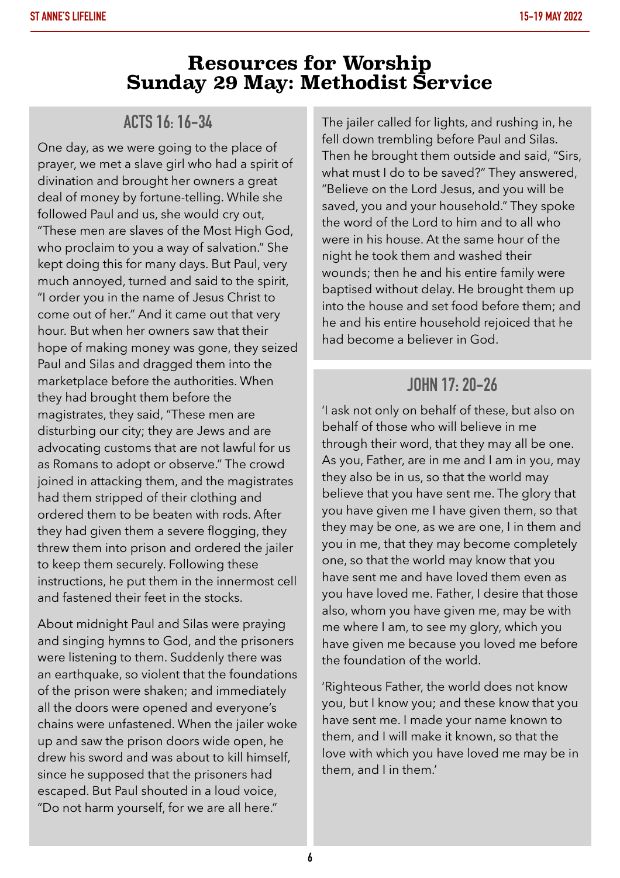# Resources for Worship
# Sunday 29 May: Methodist Service

## ACTS 16: 16-34

One day, as we were going to the place of prayer, we met a slave girl who had a spirit of divination and brought her owners a great deal of money by fortune-telling. While she followed Paul and us, she would cry out, “These men are slaves of the Most High God, who proclaim to you a way of salvation.” She kept doing this for many days. But Paul, very much annoyed, turned and said to the spirit, “I order you in the name of Jesus Christ to come out of her.” And it came out that very hour. But when her owners saw that their hope of making money was gone, they seized Paul and Silas and dragged them into the marketplace before the authorities. When they had brought them before the magistrates, they said, “These men are disturbing our city; they are Jews and are advocating customs that are not lawful for us as Romans to adopt or observe.” The crowd joined in attacking them, and the magistrates had them stripped of their clothing and ordered them to be beaten with rods. After they had given them a severe flogging, they threw them into prison and ordered the jailer to keep them securely. Following these instructions, he put them in the innermost cell and fastened their feet in the stocks.

About midnight Paul and Silas were praying and singing hymns to God, and the prisoners were listening to them. Suddenly there was an earthquake, so violent that the foundations of the prison were shaken; and immediately all the doors were opened and everyone’s chains were unfastened. When the jailer woke up and saw the prison doors wide open, he drew his sword and was about to kill himself, since he supposed that the prisoners had escaped. But Paul shouted in a loud voice, “Do not harm yourself, for we are all here.”

The jailer called for lights, and rushing in, he fell down trembling before Paul and Silas. Then he brought them outside and said, “Sirs, what must I do to be saved?” They answered, “Believe on the Lord Jesus, and you will be saved, you and your household.” They spoke the word of the Lord to him and to all who were in his house. At the same hour of the night he took them and washed their wounds; then he and his entire family were baptised without delay. He brought them up into the house and set food before them; and he and his entire household rejoiced that he had become a believer in God.

## JOHN 17: 20-26

‘I ask not only on behalf of these, but also on behalf of those who will believe in me through their word, that they may all be one. As you, Father, are in me and I am in you, may they also be in us, so that the world may believe that you have sent me. The glory that you have given me I have given them, so that they may be one, as we are one, I in them and you in me, that they may become completely one, so that the world may know that you have sent me and have loved them even as you have loved me. Father, I desire that those also, whom you have given me, may be with me where I am, to see my glory, which you have given me because you loved me before the foundation of the world.

‘Righteous Father, the world does not know you, but I know you; and these know that you have sent me. I made your name known to them, and I will make it known, so that the love with which you have loved me may be in them, and I in them.’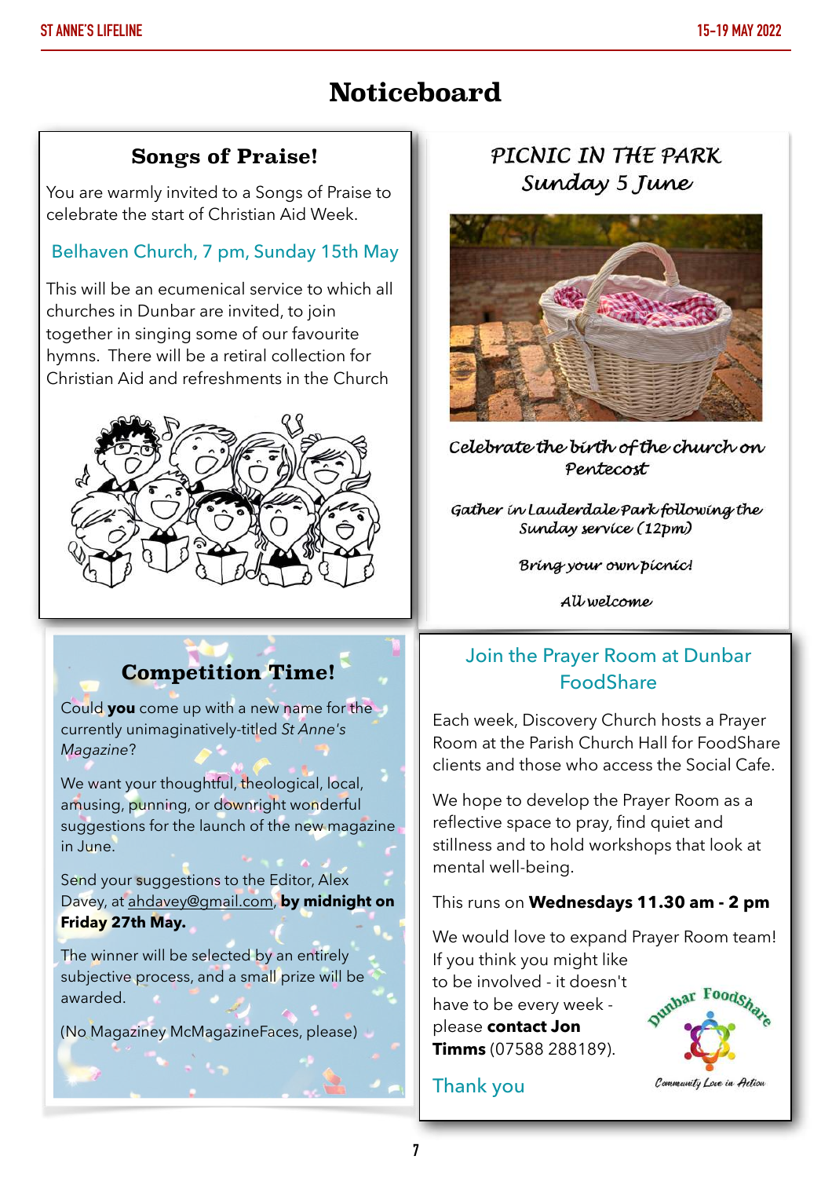# Noticeboard

## Songs of Praise!

You are warmly invited to a Songs of Praise to celebrate the start of Christian Aid Week.

Belhaven Church, 7 pm, Sunday 15th May

This will be an ecumenical service to which all churches in Dunbar are invited, to join together in singing some of our favourite hymns. There will be a retiral collection for Christian Aid and refreshments in the Church

## PICNIC IN THE PARK

### Sunday 5 June

Celebrate the birth of the church on Pentecost

Gather in Lauderdale Park following the Sunday service (12pm)

Bring your own picnic!

All welcome

## Competition Time!

Could **you** come up with a new name for the currently unimaginatively-titled *St Anne's Magazine*?

We want your thoughtful, theological, local, amusing, punning, or downright wonderful suggestions for the launch of the new magazine in June.

Send your suggestions to the Editor, Alex Davey, at ahdavey@gmail.com, **by midnight on Friday 27th May.**

The winner will be selected by an entirely subjective process, and a small prize will be awarded.

(No Magaziney McMagazineFaces, please)

## Join the Prayer Room at Dunbar FoodShare

Each week, Discovery Church hosts a Prayer Room at the Parish Church Hall for FoodShare clients and those who access the Social Cafe.

We hope to develop the Prayer Room as a reflective space to pray, find quiet and stillness and to hold workshops that look at mental well-being.

This runs on **Wednesdays 11.30 am - 2 pm**

We would love to expand Prayer Room team! If you think you might like to be involved - it doesn't have to be every week - please **contact Jon Timms** (07588 288189).

Thank you

Dunbar FoodShare

Community Love in Action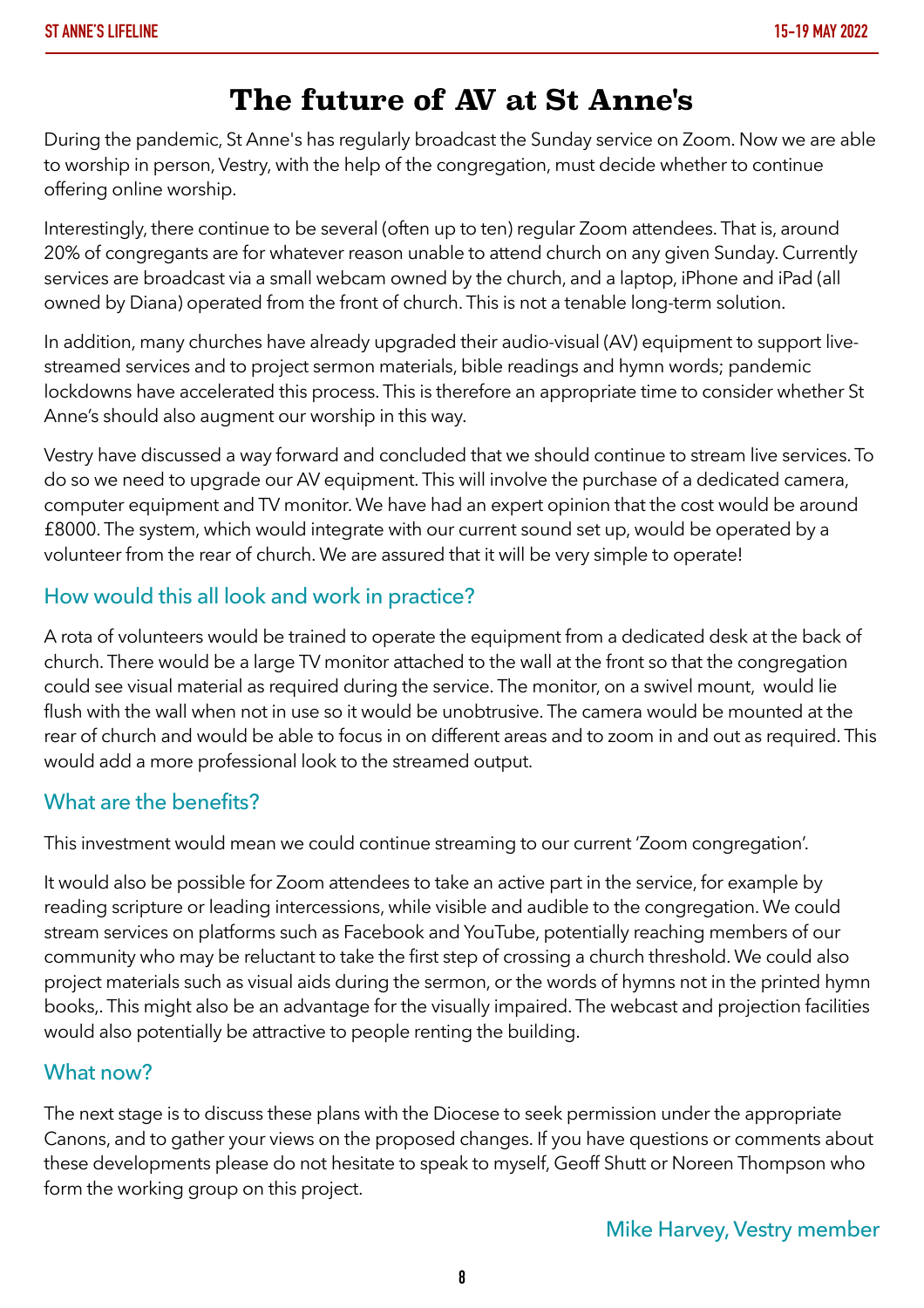# The future of AV at St Anne's

During the pandemic, St Anne's has regularly broadcast the Sunday service on Zoom. Now we are able to worship in person, Vestry, with the help of the congregation, must decide whether to continue offering online worship.

Interestingly, there continue to be several (often up to ten) regular Zoom attendees. That is, around 20% of congregants are for whatever reason unable to attend church on any given Sunday. Currently services are broadcast via a small webcam owned by the church, and a laptop, iPhone and iPad (all owned by Diana) operated from the front of church. This is not a tenable long-term solution.

In addition, many churches have already upgraded their audio-visual (AV) equipment to support live-streamed services and to project sermon materials, bible readings and hymn words; pandemic lockdowns have accelerated this process. This is therefore an appropriate time to consider whether St Anne's should also augment our worship in this way.

Vestry have discussed a way forward and concluded that we should continue to stream live services. To do so we need to upgrade our AV equipment. This will involve the purchase of a dedicated camera, computer equipment and TV monitor. We have had an expert opinion that the cost would be around £8000. The system, which would integrate with our current sound set up, would be operated by a volunteer from the rear of church. We are assured that it will be very simple to operate!

## How would this all look and work in practice?

A rota of volunteers would be trained to operate the equipment from a dedicated desk at the back of church. There would be a large TV monitor attached to the wall at the front so that the congregation could see visual material as required during the service. The monitor, on a swivel mount, would lie flush with the wall when not in use so it would be unobtrusive. The camera would be mounted at the rear of church and would be able to focus in on different areas and to zoom in and out as required. This would add a more professional look to the streamed output.

## What are the benefits?

This investment would mean we could continue streaming to our current 'Zoom congregation'.

It would also be possible for Zoom attendees to take an active part in the service, for example by reading scripture or leading intercessions, while visible and audible to the congregation. We could stream services on platforms such as Facebook and YouTube, potentially reaching members of our community who may be reluctant to take the first step of crossing a church threshold. We could also project materials such as visual aids during the sermon, or the words of hymns not in the printed hymn books,. This might also be an advantage for the visually impaired. The webcast and projection facilities would also potentially be attractive to people renting the building.

## What now?

The next stage is to discuss these plans with the Diocese to seek permission under the appropriate Canons, and to gather your views on the proposed changes. If you have questions or comments about these developments please do not hesitate to speak to myself, Geoff Shutt or Noreen Thompson who form the working group on this project.

Mike Harvey, Vestry member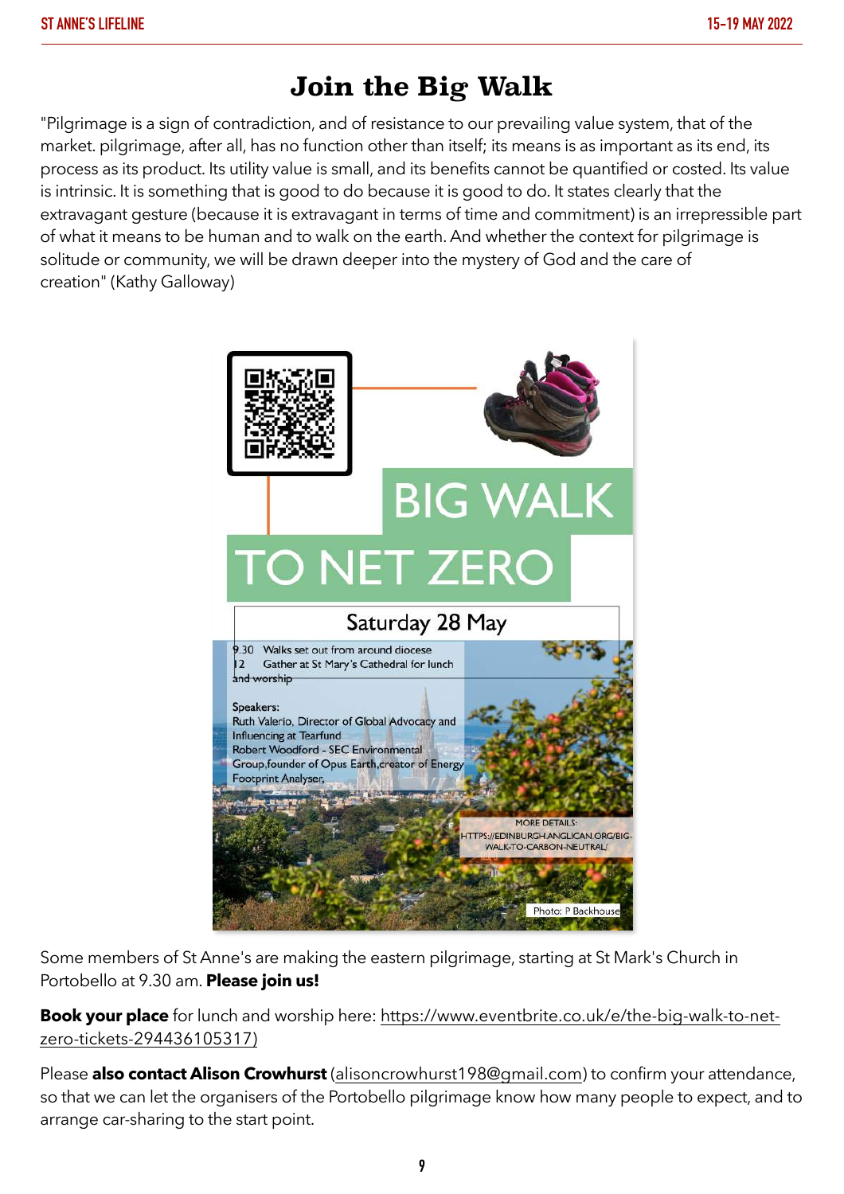# Join the Big Walk

"Pilgrimage is a sign of contradiction, and of resistance to our prevailing value system, that of the market. pilgrimage, after all, has no function other than itself; its means is as important as its end, its process as its product. Its utility value is small, and its benefits cannot be quantified or costed. Its value is intrinsic. It is something that is good to do because it is good to do. It states clearly that the extravagant gesture (because it is extravagant in terms of time and commitment) is an irrepressible part of what it means to be human and to walk on the earth. And whether the context for pilgrimage is solitude or community, we will be drawn deeper into the mystery of God and the care of creation" (Kathy Galloway)

BIG WALK TO NET ZERO

Saturday 28 May

9.30 Walks set out from around diocese
12 Gather at St Mary's Cathedral for lunch and worship

Speakers:
Ruth Valerio, Director of Global Advocacy and Influencing at Tearfund
Robert Woodford - SEC Environmental Group,founder of Opus Earth,creator of Energy Footprint Analyser.

MORE DETAILS: HTTPS://EDINBURGH.ANGLICAN.ORG/BIG-WALK-TO-CARBON-NEUTRAL/

Photo: P Backhouse

Some members of St Anne's are making the eastern pilgrimage, starting at St Mark's Church in Portobello at 9.30 am. **Please join us!**

**Book your place** for lunch and worship here: https://www.eventbrite.co.uk/e/the-big-walk-to-net-zero-tickets-294436105317)

Please **also contact Alison Crowhurst** (alisoncrowhurst198@gmail.com) to confirm your attendance, so that we can let the organisers of the Portobello pilgrimage know how many people to expect, and to arrange car-sharing to the start point.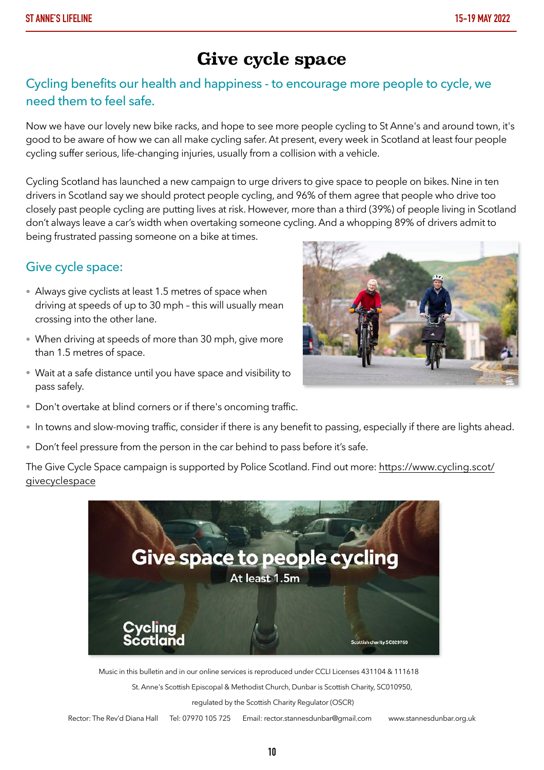# Give cycle space

## Cycling benefits our health and happiness - to encourage more people to cycle, we need them to feel safe.

Now we have our lovely new bike racks, and hope to see more people cycling to St Anne's and around town, it's good to be aware of how we can all make cycling safer. At present, every week in Scotland at least four people cycling suffer serious, life-changing injuries, usually from a collision with a vehicle.

Cycling Scotland has launched a new campaign to urge drivers to give space to people on bikes. Nine in ten drivers in Scotland say we should protect people cycling, and 96% of them agree that people who drive too closely past people cycling are putting lives at risk. However, more than a third (39%) of people living in Scotland don't always leave a car's width when overtaking someone cycling. And a whopping 89% of drivers admit to being frustrated passing someone on a bike at times.

## Give cycle space:

- Always give cyclists at least 1.5 metres of space when driving at speeds of up to 30 mph – this will usually mean crossing into the other lane.
- When driving at speeds of more than 30 mph, give more than 1.5 metres of space.
- Wait at a safe distance until you have space and visibility to pass safely.
- Don't overtake at blind corners or if there's oncoming traffic.
- In towns and slow-moving traffic, consider if there is any benefit to passing, especially if there are lights ahead.
- Don't feel pressure from the person in the car behind to pass before it's safe.

The Give Cycle Space campaign is supported by Police Scotland. Find out more: https://www.cycling.scot/givecyclespace

Give space to people cycling

At least 1.5m

Cycling Scotland

Scottish charity SC029760

Music in this bulletin and in our online services is reproduced under CCLI Licenses 431104 & 111618

St. Anne's Scottish Episcopal & Methodist Church, Dunbar is Scottish Charity, SC010950, regulated by the Scottish Charity Regulator (OSCR)

Rector: The Rev'd Diana Hall Tel: 07970 105 725 Email: rector.stannesdunbar@gmail.com www.stannesdunbar.org.uk